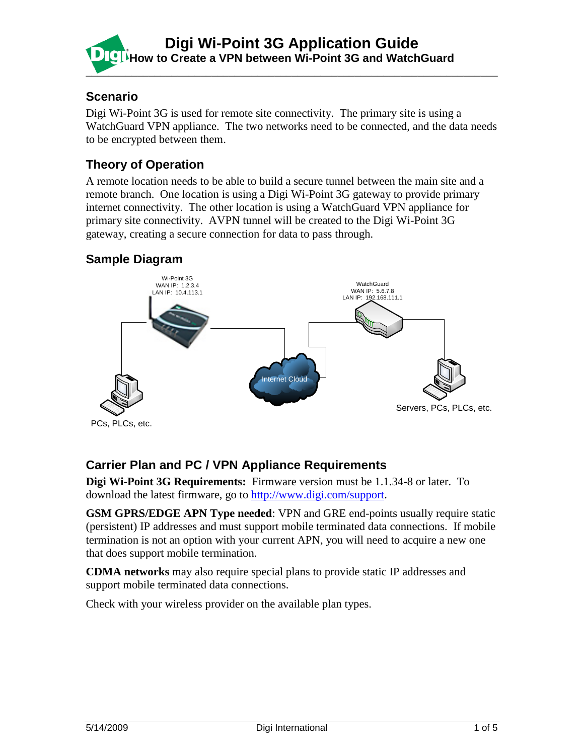# Digi Wi-Point 3G Application Guide

## How to Create a VPN between Wi-Point 3G and WatchGuard

### Scenario

Digi Wi-Point 3G is used for remote site connectivity. The primary site is using a WatchGuard VPN appliance. The two networks need to be connected, and the data needs to be encrypted between them.

### Theory of Operation

A remote location needs to be able to build a secure tunnel between the main site and a remote branch. One location is using a Digi Wi-Point 3G gateway to provide primary internet connectivity. The other location is using a WatchGuard VPN appliance for primary site connectivity. AVPN tunnel will be created to the Digi Wi-Point 3G gateway, creating a secure connection for data to pass through.

### Sample Diagram

Wi-Point 3G
WAN IP: 1.2.3.4
LAN IP: 10.4.113.1

WatchGuard
WAN IP: 5.6.7.8
LAN IP: 192.168.111.1

Internet Cloud

PCs, PLCs, etc.

Servers, PCs, PLCs, etc.

### Carrier Plan and PC / VPN Appliance Requirements

**Digi Wi-Point 3G Requirements:** Firmware version must be 1.1.34-8 or later. To download the latest firmware, go to http://www.digi.com/support.

**GSM GPRS/EDGE APN Type needed**: VPN and GRE end-points usually require static (persistent) IP addresses and must support mobile terminated data connections. If mobile termination is not an option with your current APN, you will need to acquire a new one that does support mobile termination.

**CDMA networks** may also require special plans to provide static IP addresses and support mobile terminated data connections.

Check with your wireless provider on the available plan types.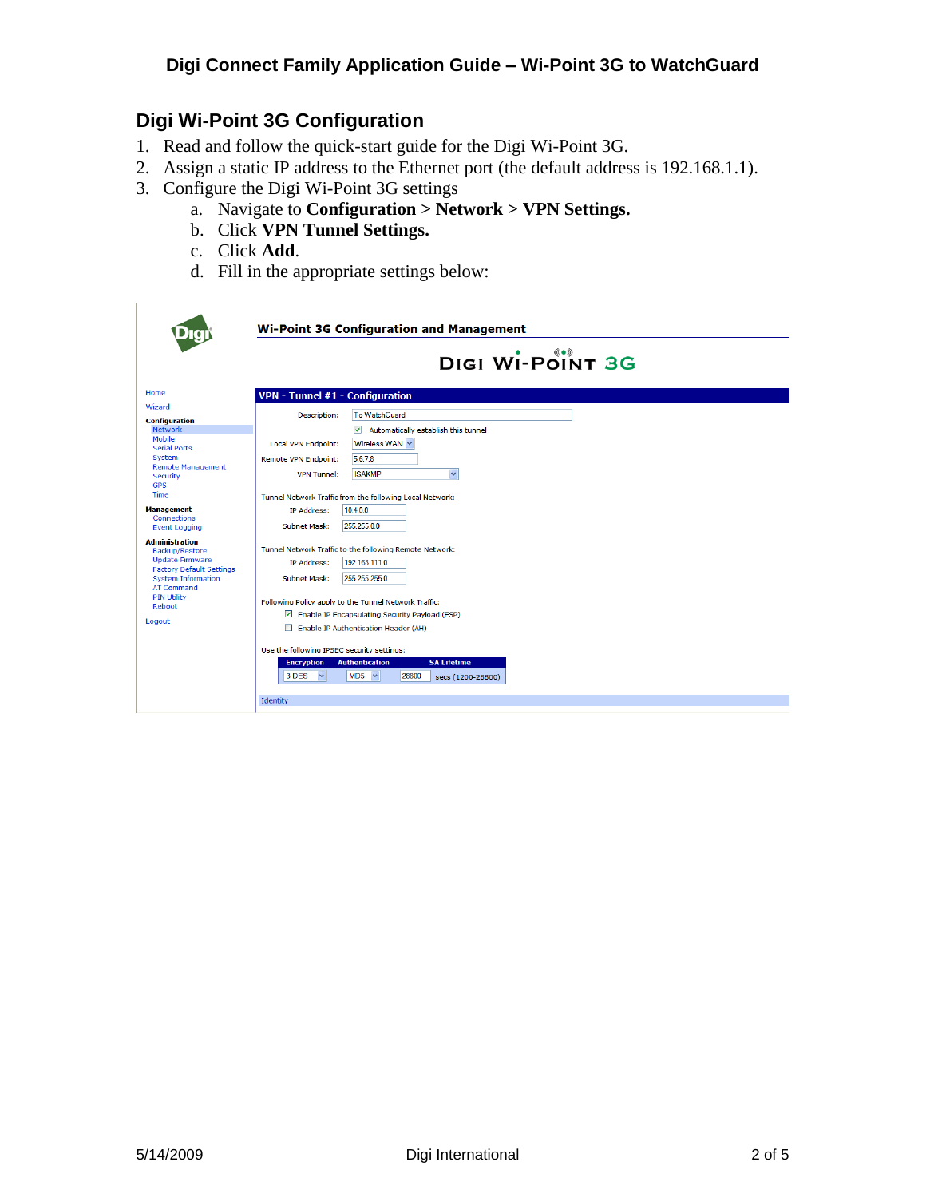## Digi Wi-Point 3G Configuration

1. Read and follow the quick-start guide for the Digi Wi-Point 3G.
2. Assign a static IP address to the Ethernet port (the default address is 192.168.1.1).
3. Configure the Digi Wi-Point 3G settings
   a. Navigate to **Configuration > Network > VPN Settings.**
   b. Click **VPN Tunnel Settings.**
   c. Click **Add**.
   d. Fill in the appropriate settings below:

**Wi-Point 3G Configuration and Management**

DIGI WI-POINT 3G

Home
Wizard

**Configuration**
Network
Mobile
Serial Ports
System
Remote Management
Security
GPS
Time

**Management**
Connections
Event Logging

**Administration**
Backup/Restore
Update Firmware
Factory Default Settings
System Information
AT Command
PIN Utility
Reboot

Logout

**VPN - Tunnel #1 - Configuration**

Description: To WatchGuard

☑ Automatically establish this tunnel

Local VPN Endpoint: Wireless WAN

Remote VPN Endpoint: 5.6.7.8

VPN Tunnel: ISAKMP

Tunnel Network Traffic from the following Local Network:

IP Address: 10.4.0.0

Subnet Mask: 255.255.0.0

Tunnel Network Traffic to the following Remote Network:

IP Address: 192.168.111.0

Subnet Mask: 255.255.255.0

Following Policy apply to the Tunnel Network Traffic:

☑ Enable IP Encapsulating Security Payload (ESP)

☐ Enable IP Authentication Header (AH)

Use the following IPSEC security settings:

| Encryption | Authentication | SA Lifetime |
|---|---|---|
| 3-DES | MD5 | 28800 secs (1200-28800) |

Identity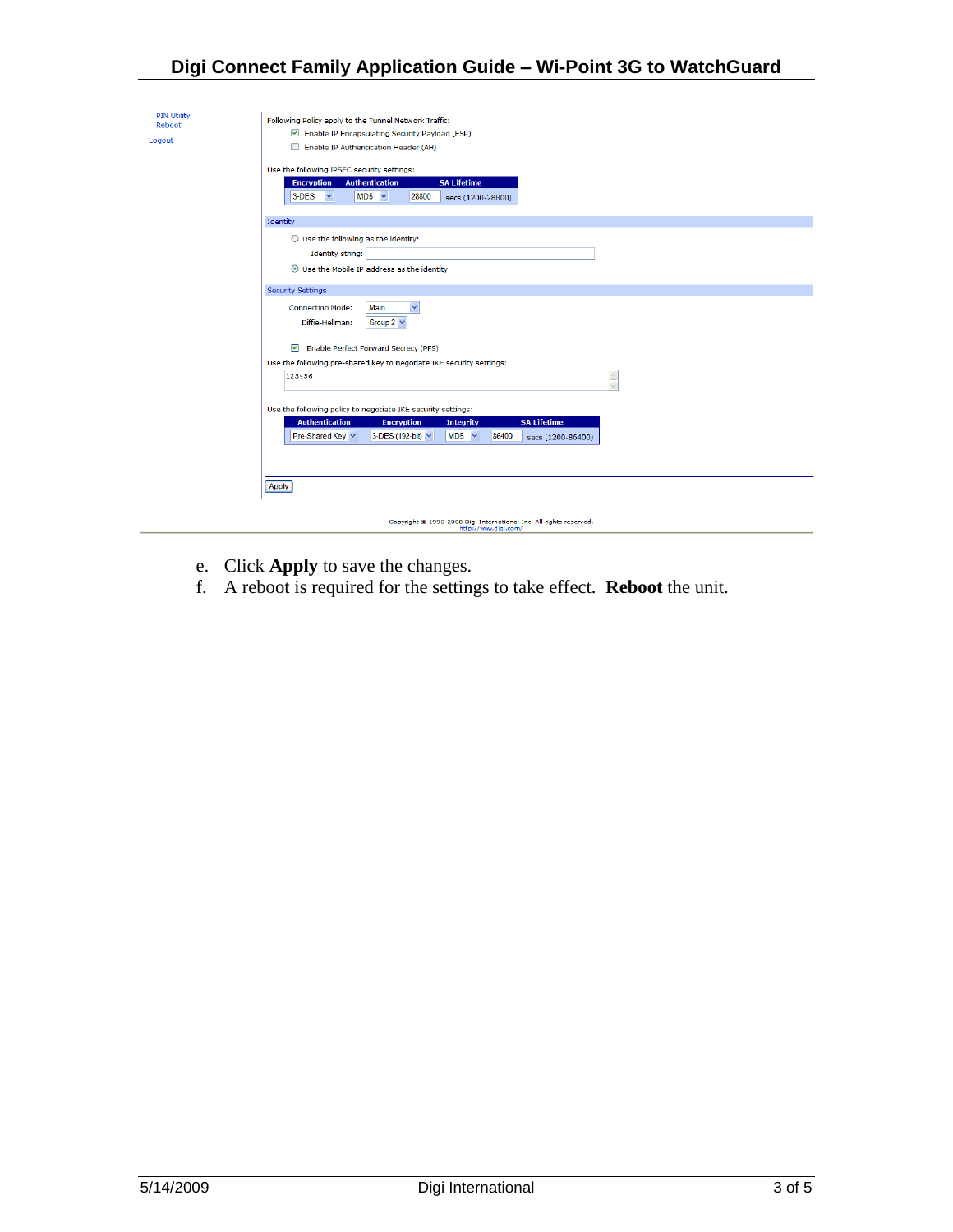PIN Utility
Reboot
Logout

Following Policy apply to the Tunnel Network Traffic:

- [x] Enable IP Encapsulating Security Payload (ESP)
- [ ] Enable IP Authentication Header (AH)

Use the following IPSEC security settings:

| Encryption | Authentication | SA Lifetime |
| --- | --- | --- |
| 3-DES | MD5 | 28800 secs (1200-28800) |

Identity

- ( ) Use the following as the identity:
  Identity string:
- (•) Use the Mobile IP address as the identity

Security Settings

Connection Mode: Main
Diffie-Hellman: Group 2

- [x] Enable Perfect Forward Secrecy (PFS)

Use the following pre-shared key to negotiate IKE security settings:

123456

Use the following policy to negotiate IKE security settings:

| Authentication | Encryption | Integrity | SA Lifetime |
| --- | --- | --- | --- |
| Pre-Shared Key | 3-DES (192-bit) | MD5 | 86400 secs (1200-86400) |

Apply

Copyright © 1996-2008 Digi International Inc. All rights reserved.
http://www.digi.com/

e. Click **Apply** to save the changes.
f. A reboot is required for the settings to take effect. **Reboot** the unit.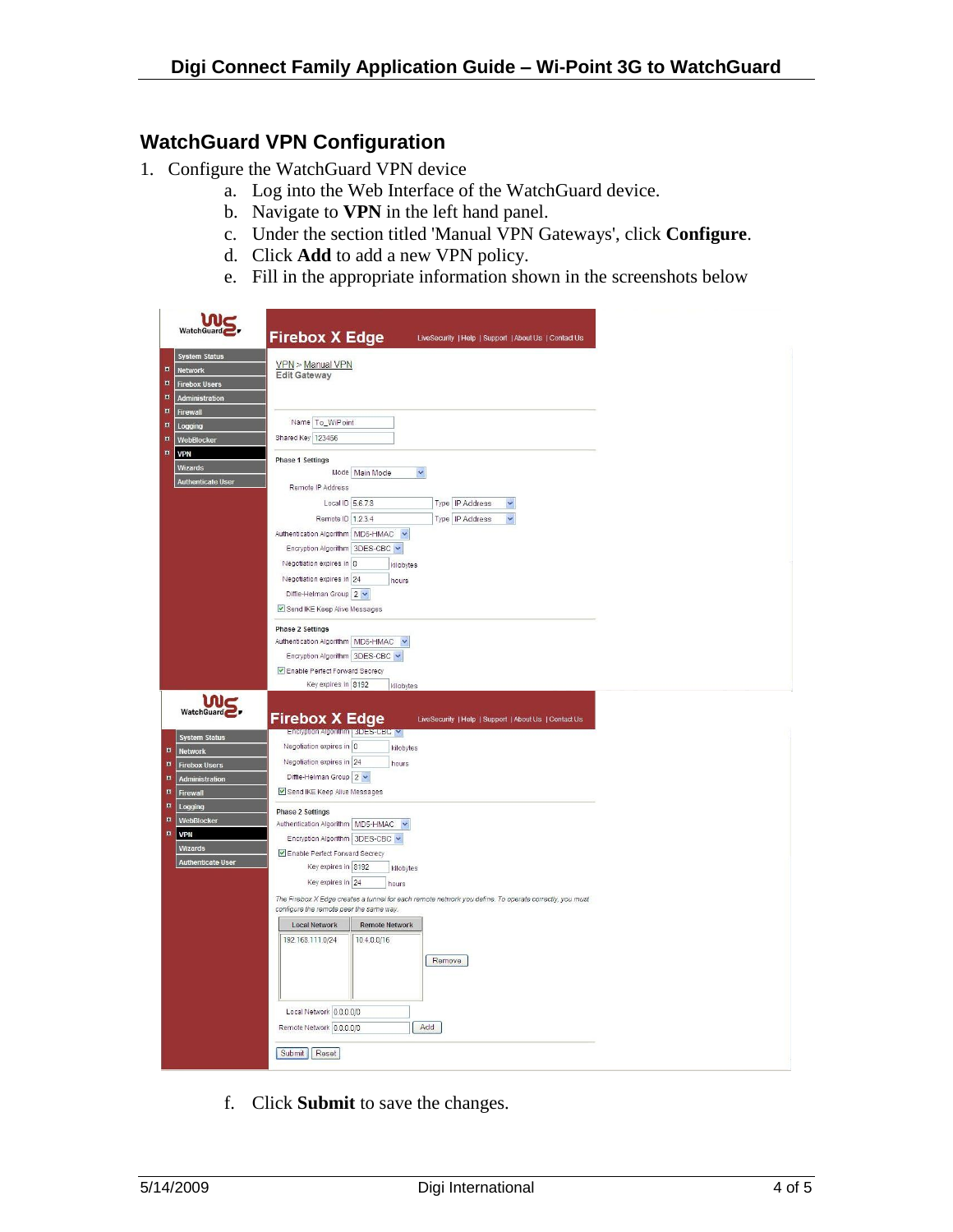## WatchGuard VPN Configuration

1. Configure the WatchGuard VPN device
    a. Log into the Web Interface of the WatchGuard device.
    b. Navigate to **VPN** in the left hand panel.
    c. Under the section titled 'Manual VPN Gateways', click **Configure**.
    d. Click **Add** to add a new VPN policy.
    e. Fill in the appropriate information shown in the screenshots below

    f. Click **Submit** to save the changes.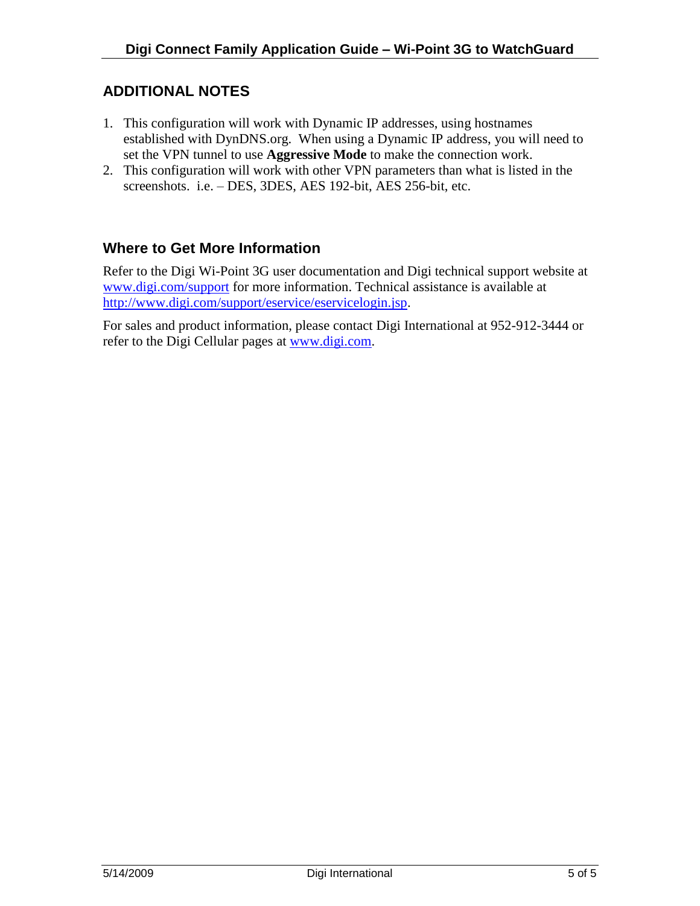## ADDITIONAL NOTES

1. This configuration will work with Dynamic IP addresses, using hostnames established with DynDNS.org. When using a Dynamic IP address, you will need to set the VPN tunnel to use **Aggressive Mode** to make the connection work.
2. This configuration will work with other VPN parameters than what is listed in the screenshots. i.e. – DES, 3DES, AES 192-bit, AES 256-bit, etc.

## Where to Get More Information

Refer to the Digi Wi-Point 3G user documentation and Digi technical support website at [www.digi.com/support](www.digi.com/support) for more information. Technical assistance is available at [http://www.digi.com/support/eservice/eservicelogin.jsp](http://www.digi.com/support/eservice/eservicelogin.jsp).

For sales and product information, please contact Digi International at 952-912-3444 or refer to the Digi Cellular pages at [www.digi.com](www.digi.com).